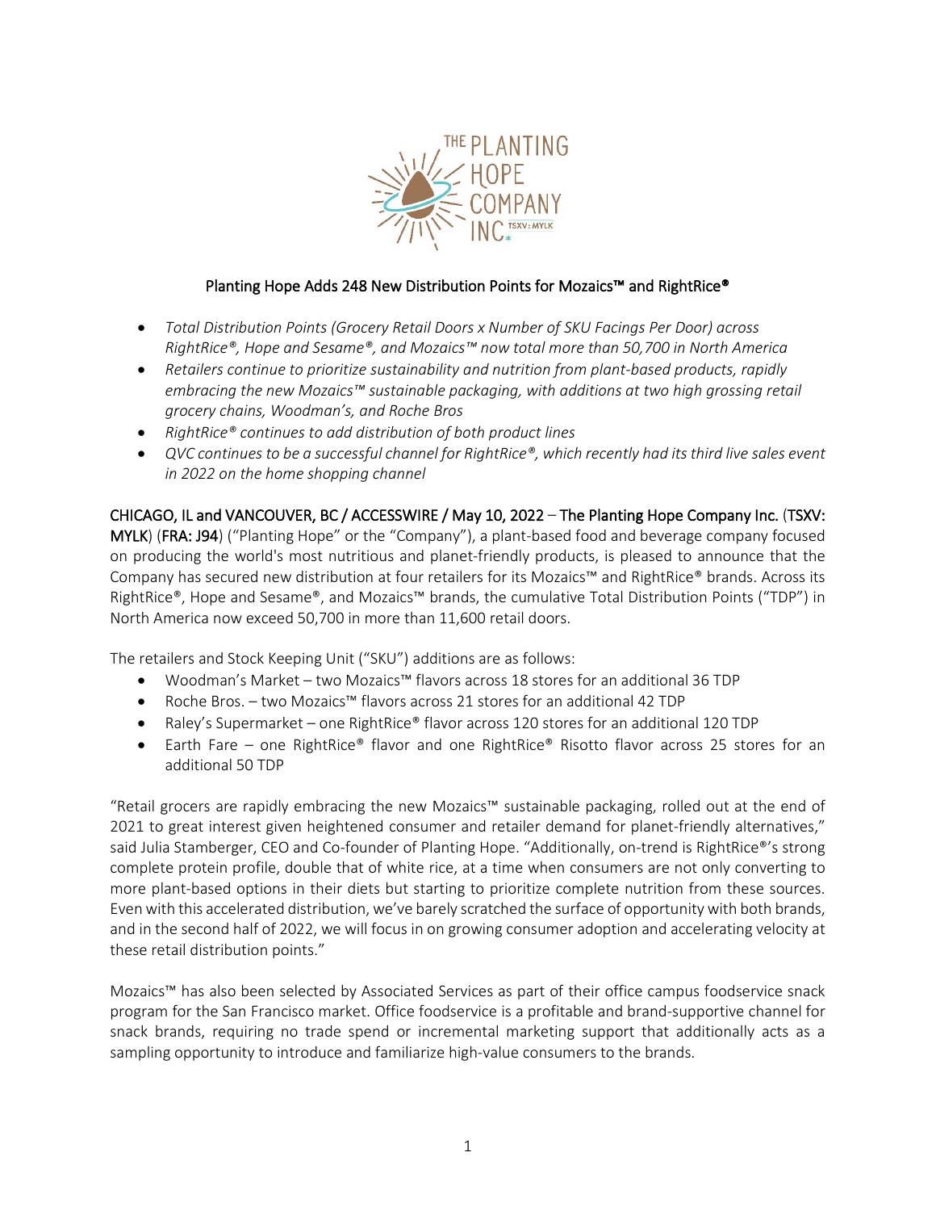# Planting Hope Adds 248 New Distribution Points for Mozaics™ and RightRice®

- *Total Distribution Points (Grocery Retail Doors x Number of SKU Facings Per Door) across RightRice®, Hope and Sesame®, and Mozaics™ now total more than 50,700 in North America*
- *Retailers continue to prioritize sustainability and nutrition from plant-based products, rapidly embracing the new Mozaics™ sustainable packaging, with additions at two high grossing retail grocery chains, Woodman's, and Roche Bros*
- *RightRice® continues to add distribution of both product lines*
- *QVC continues to be a successful channel for RightRice®, which recently had its third live sales event in 2022 on the home shopping channel*

CHICAGO, IL and VANCOUVER, BC / ACCESSWIRE / May 10, 2022 – The Planting Hope Company Inc. (TSXV: MYLK) (FRA: J94) ("Planting Hope" or the "Company"), a plant-based food and beverage company focused on producing the world's most nutritious and planet-friendly products, is pleased to announce that the Company has secured new distribution at four retailers for its Mozaics™ and RightRice® brands. Across its RightRice®, Hope and Sesame®, and Mozaics™ brands, the cumulative Total Distribution Points ("TDP") in North America now exceed 50,700 in more than 11,600 retail doors.

The retailers and Stock Keeping Unit ("SKU") additions are as follows:

- Woodman's Market – two Mozaics™ flavors across 18 stores for an additional 36 TDP
- Roche Bros. – two Mozaics™ flavors across 21 stores for an additional 42 TDP
- Raley's Supermarket – one RightRice® flavor across 120 stores for an additional 120 TDP
- Earth Fare – one RightRice® flavor and one RightRice® Risotto flavor across 25 stores for an additional 50 TDP

"Retail grocers are rapidly embracing the new Mozaics™ sustainable packaging, rolled out at the end of 2021 to great interest given heightened consumer and retailer demand for planet-friendly alternatives," said Julia Stamberger, CEO and Co-founder of Planting Hope. "Additionally, on-trend is RightRice®'s strong complete protein profile, double that of white rice, at a time when consumers are not only converting to more plant-based options in their diets but starting to prioritize complete nutrition from these sources. Even with this accelerated distribution, we've barely scratched the surface of opportunity with both brands, and in the second half of 2022, we will focus in on growing consumer adoption and accelerating velocity at these retail distribution points."

Mozaics™ has also been selected by Associated Services as part of their office campus foodservice snack program for the San Francisco market. Office foodservice is a profitable and brand-supportive channel for snack brands, requiring no trade spend or incremental marketing support that additionally acts as a sampling opportunity to introduce and familiarize high-value consumers to the brands.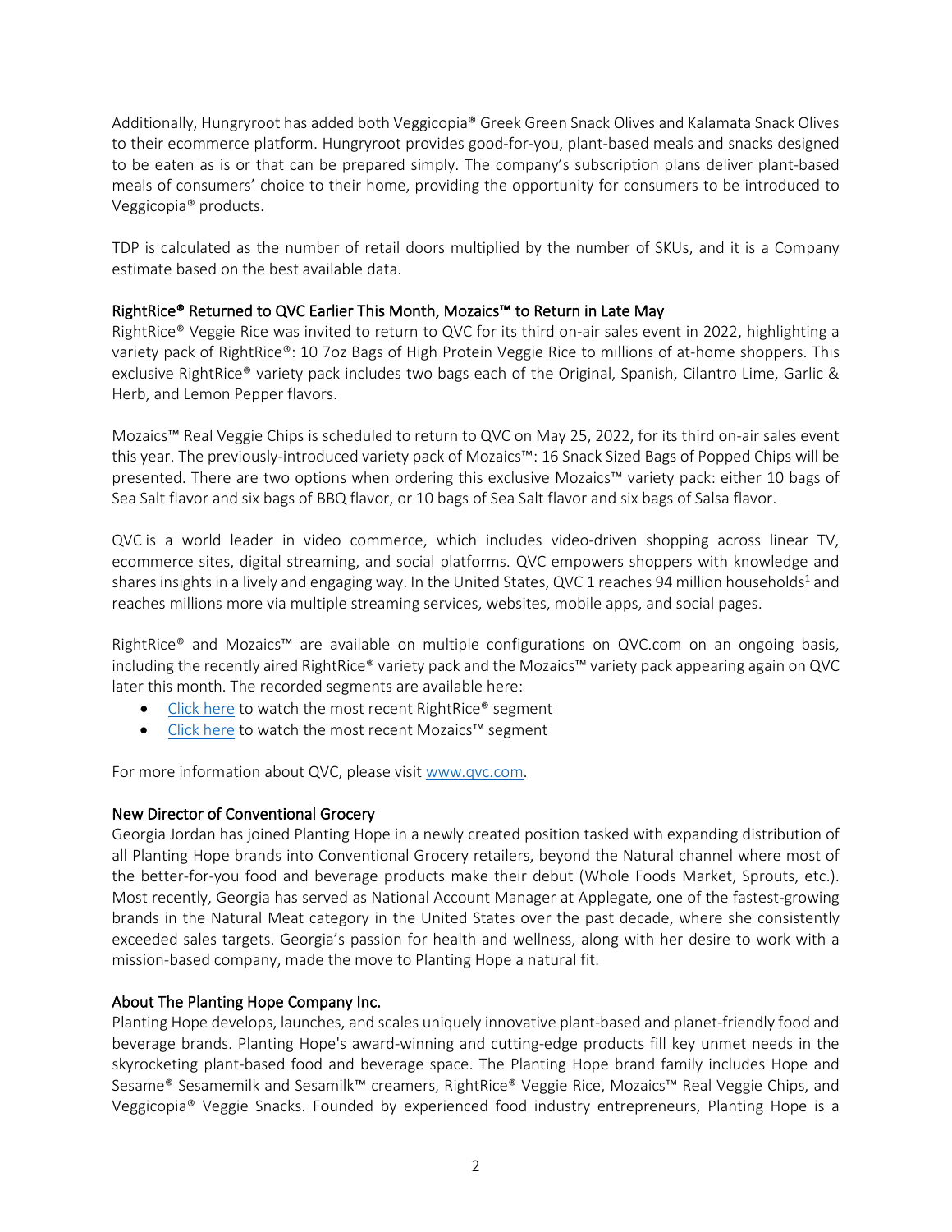Additionally, Hungryroot has added both Veggicopia® Greek Green Snack Olives and Kalamata Snack Olives to their ecommerce platform. Hungryroot provides good-for-you, plant-based meals and snacks designed to be eaten as is or that can be prepared simply. The company's subscription plans deliver plant-based meals of consumers' choice to their home, providing the opportunity for consumers to be introduced to Veggicopia® products.

TDP is calculated as the number of retail doors multiplied by the number of SKUs, and it is a Company estimate based on the best available data.

### RightRice® Returned to QVC Earlier This Month, Mozaics™ to Return in Late May

RightRice® Veggie Rice was invited to return to QVC for its third on-air sales event in 2022, highlighting a variety pack of RightRice®: 10 7oz Bags of High Protein Veggie Rice to millions of at-home shoppers. This exclusive RightRice® variety pack includes two bags each of the Original, Spanish, Cilantro Lime, Garlic & Herb, and Lemon Pepper flavors.

Mozaics™ Real Veggie Chips is scheduled to return to QVC on May 25, 2022, for its third on-air sales event this year. The previously-introduced variety pack of Mozaics™: 16 Snack Sized Bags of Popped Chips will be presented. There are two options when ordering this exclusive Mozaics™ variety pack: either 10 bags of Sea Salt flavor and six bags of BBQ flavor, or 10 bags of Sea Salt flavor and six bags of Salsa flavor.

QVC is a world leader in video commerce, which includes video-driven shopping across linear TV, ecommerce sites, digital streaming, and social platforms. QVC empowers shoppers with knowledge and shares insights in a lively and engaging way. In the United States, QVC 1 reaches 94 million households[1] and reaches millions more via multiple streaming services, websites, mobile apps, and social pages.

RightRice® and Mozaics™ are available on multiple configurations on QVC.com on an ongoing basis, including the recently aired RightRice® variety pack and the Mozaics™ variety pack appearing again on QVC later this month. The recorded segments are available here:

- Click here to watch the most recent RightRice® segment
- Click here to watch the most recent Mozaics™ segment

For more information about QVC, please visit www.qvc.com.

### New Director of Conventional Grocery

Georgia Jordan has joined Planting Hope in a newly created position tasked with expanding distribution of all Planting Hope brands into Conventional Grocery retailers, beyond the Natural channel where most of the better-for-you food and beverage products make their debut (Whole Foods Market, Sprouts, etc.). Most recently, Georgia has served as National Account Manager at Applegate, one of the fastest-growing brands in the Natural Meat category in the United States over the past decade, where she consistently exceeded sales targets. Georgia's passion for health and wellness, along with her desire to work with a mission-based company, made the move to Planting Hope a natural fit.

### About The Planting Hope Company Inc.

Planting Hope develops, launches, and scales uniquely innovative plant-based and planet-friendly food and beverage brands. Planting Hope's award-winning and cutting-edge products fill key unmet needs in the skyrocketing plant-based food and beverage space. The Planting Hope brand family includes Hope and Sesame® Sesamemilk and Sesamilk™ creamers, RightRice® Veggie Rice, Mozaics™ Real Veggie Chips, and Veggicopia® Veggie Snacks. Founded by experienced food industry entrepreneurs, Planting Hope is a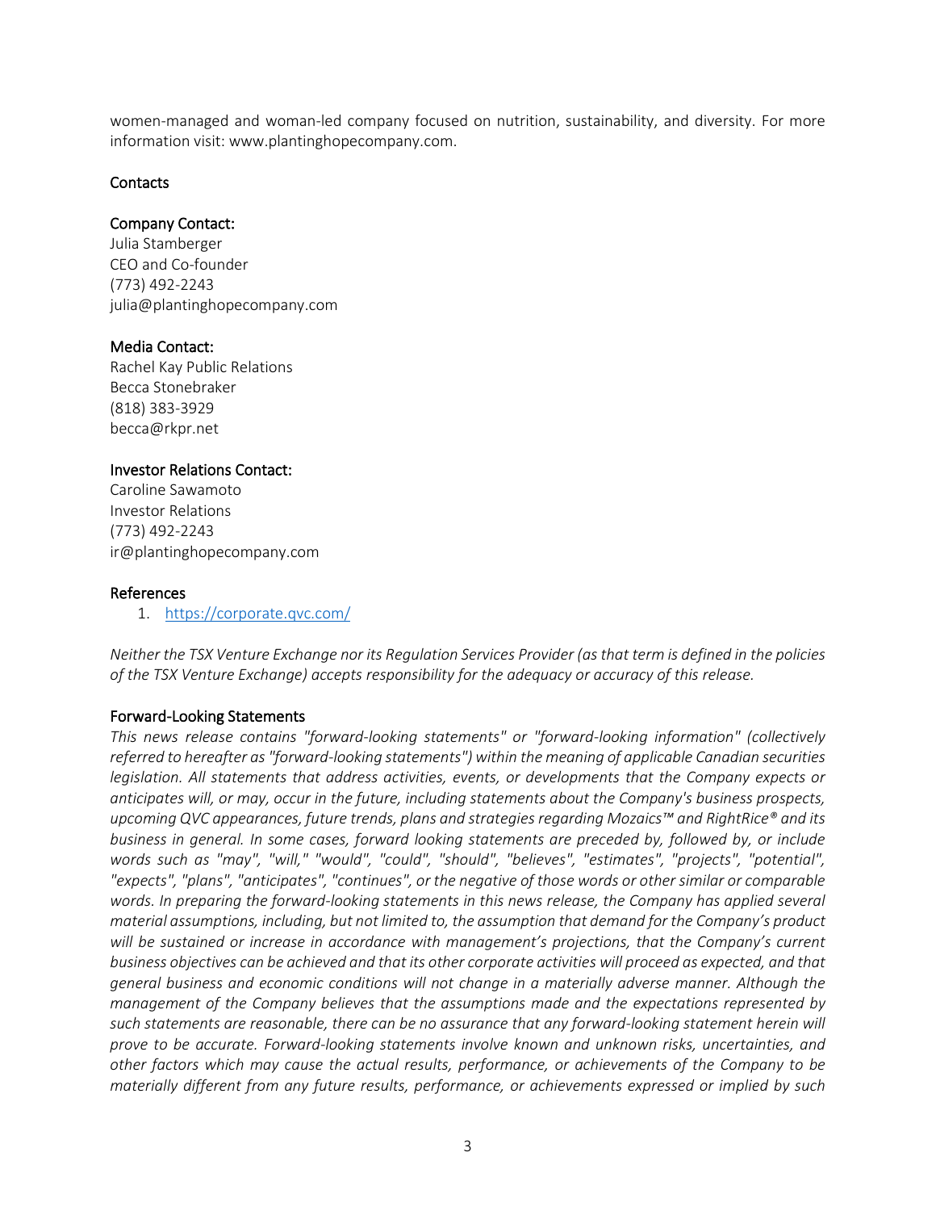women-managed and woman-led company focused on nutrition, sustainability, and diversity. For more information visit: www.plantinghopecompany.com.

## Contacts

**Company Contact:**
Julia Stamberger
CEO and Co-founder
(773) 492-2243
julia@plantinghopecompany.com

**Media Contact:**
Rachel Kay Public Relations
Becca Stonebraker
(818) 383-3929
becca@rkpr.net

**Investor Relations Contact:**
Caroline Sawamoto
Investor Relations
(773) 492-2243
ir@plantinghopecompany.com

## References

1. [https://corporate.qvc.com/](https://corporate.qvc.com/)

*Neither the TSX Venture Exchange nor its Regulation Services Provider (as that term is defined in the policies of the TSX Venture Exchange) accepts responsibility for the adequacy or accuracy of this release.*

## Forward-Looking Statements

*This news release contains "forward-looking statements" or "forward-looking information" (collectively referred to hereafter as "forward-looking statements") within the meaning of applicable Canadian securities legislation. All statements that address activities, events, or developments that the Company expects or anticipates will, or may, occur in the future, including statements about the Company's business prospects, upcoming QVC appearances, future trends, plans and strategies regarding Mozaics™ and RightRice® and its business in general. In some cases, forward looking statements are preceded by, followed by, or include words such as "may", "will," "would", "could", "should", "believes", "estimates", "projects", "potential", "expects", "plans", "anticipates", "continues", or the negative of those words or other similar or comparable words. In preparing the forward-looking statements in this news release, the Company has applied several material assumptions, including, but not limited to, the assumption that demand for the Company's product will be sustained or increase in accordance with management's projections, that the Company's current business objectives can be achieved and that its other corporate activities will proceed as expected, and that general business and economic conditions will not change in a materially adverse manner. Although the management of the Company believes that the assumptions made and the expectations represented by such statements are reasonable, there can be no assurance that any forward-looking statement herein will prove to be accurate. Forward-looking statements involve known and unknown risks, uncertainties, and other factors which may cause the actual results, performance, or achievements of the Company to be materially different from any future results, performance, or achievements expressed or implied by such*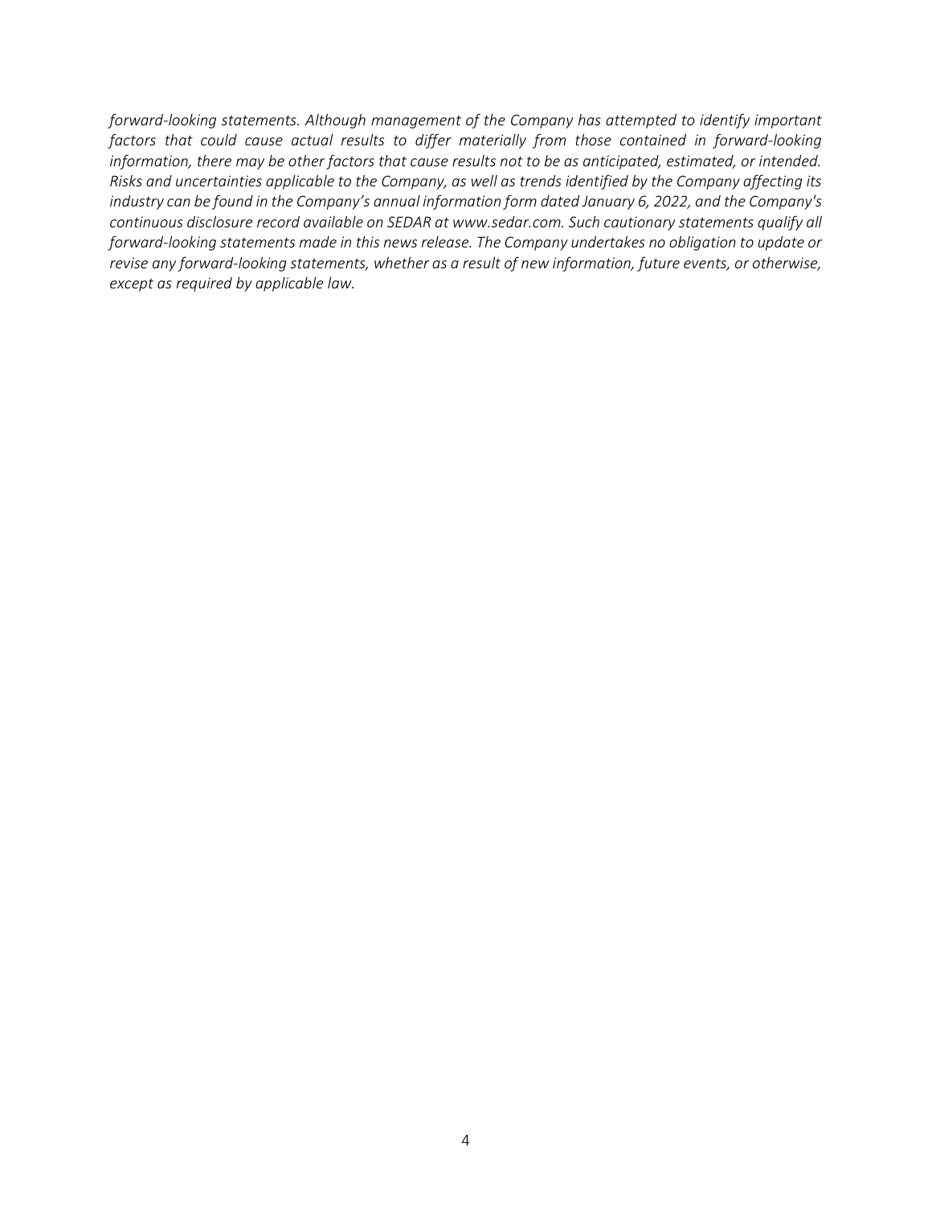*forward-looking statements. Although management of the Company has attempted to identify important factors that could cause actual results to differ materially from those contained in forward-looking information, there may be other factors that cause results not to be as anticipated, estimated, or intended. Risks and uncertainties applicable to the Company, as well as trends identified by the Company affecting its industry can be found in the Company's annual information form dated January 6, 2022, and the Company's continuous disclosure record available on SEDAR at www.sedar.com. Such cautionary statements qualify all forward-looking statements made in this news release. The Company undertakes no obligation to update or revise any forward-looking statements, whether as a result of new information, future events, or otherwise, except as required by applicable law.*